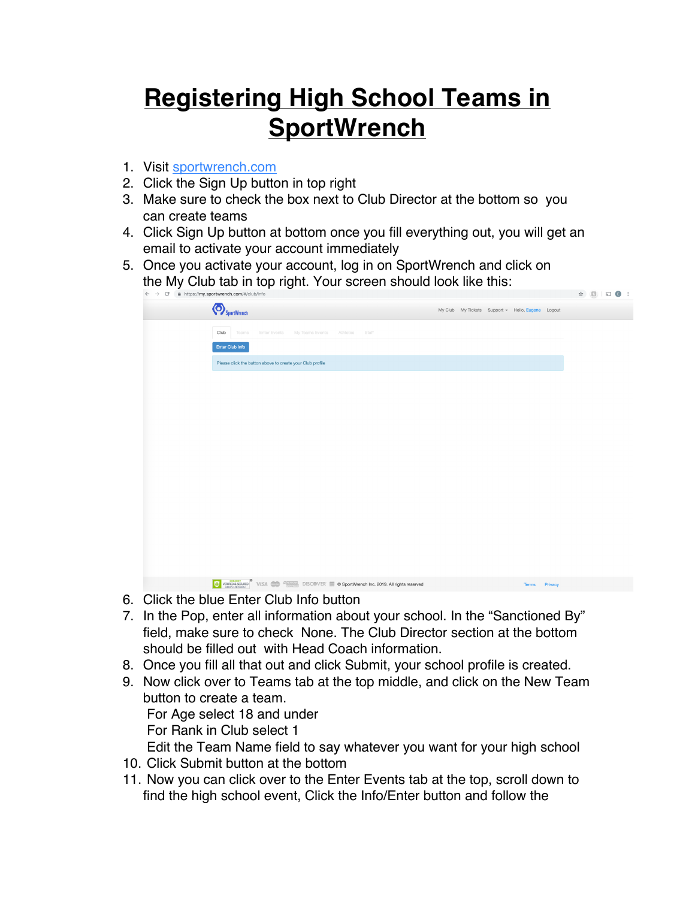# Registering High School Teams in SportWrench

1. Visit [sportwrench.com](sportwrench.com)
2. Click the Sign Up button in top right
3. Make sure to check the box next to Club Director at the bottom so you can create teams
4. Click Sign Up button at bottom once you fill everything out, you will get an email to activate your account immediately
5. Once you activate your account, log in on SportWrench and click on the My Club tab in top right. Your screen should look like this:
6. Click the blue Enter Club Info button
7. In the Pop, enter all information about your school. In the "Sanctioned By" field, make sure to check None. The Club Director section at the bottom should be filled out with Head Coach information.
8. Once you fill all that out and click Submit, your school profile is created.
9. Now click over to Teams tab at the top middle, and click on the New Team button to create a team.
   For Age select 18 and under
   For Rank in Club select 1
   Edit the Team Name field to say whatever you want for your high school
10. Click Submit button at the bottom
11. Now you can click over to the Enter Events tab at the top, scroll down to find the high school event, Click the Info/Enter button and follow the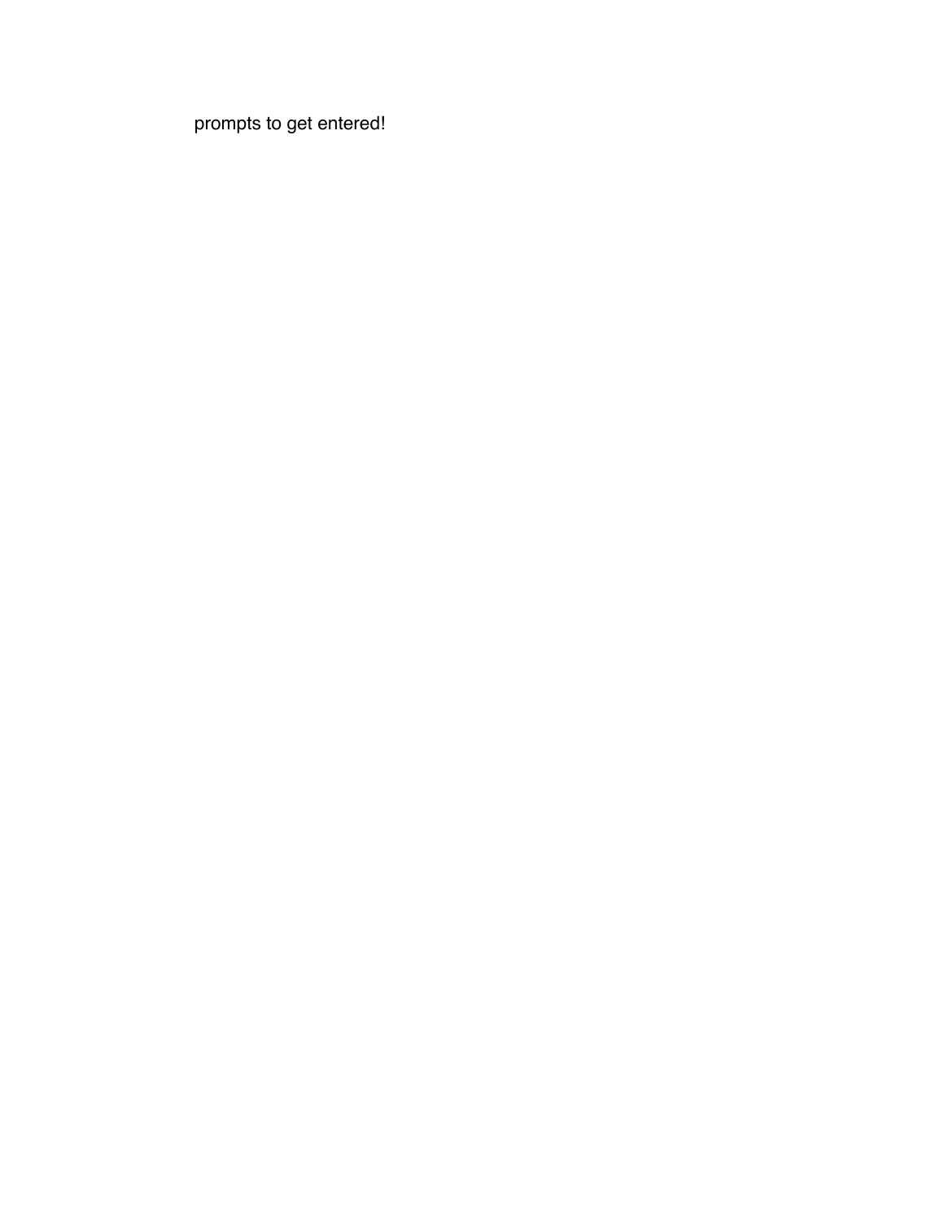prompts to get entered!